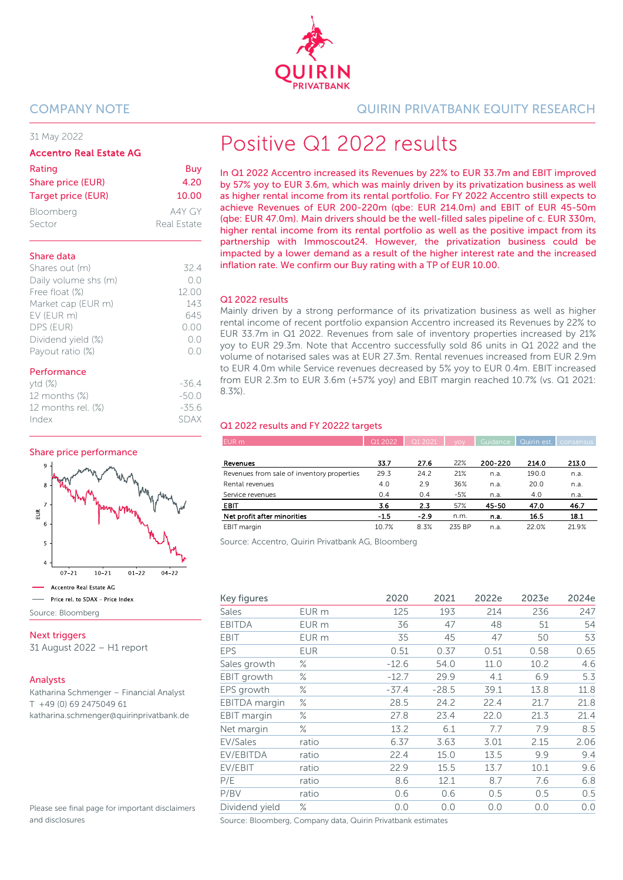COMPANY NOTE

QUIRIN PRIVATBANK EQUITY RESEARCH

31 May 2022

**Accentro Real Estate AG**

| | |
|---|---|
| Rating | Buy |
| Share price (EUR) | 4.20 |
| Target price (EUR) | 10.00 |
| Bloomberg | A4Y GY |
| Sector | Real Estate |

**Share data**

| | |
|---|---|
| Shares out (m) | 32.4 |
| Daily volume shs (m) | 0.0 |
| Free float (%) | 12.00 |
| Market cap (EUR m) | 143 |
| EV (EUR m) | 645 |
| DPS (EUR) | 0.00 |
| Dividend yield (%) | 0.0 |
| Payout ratio (%) | 0.0 |

**Performance**

| | |
|---|---|
| ytd (%) | -36.4 |
| 12 months (%) | -50.0 |
| 12 months rel. (%) | -35.6 |
| Index | SDAX |

**Share price performance**

Accentro Real Estate AG

Price rel. to SDAX - Price Index

Source: Bloomberg

**Next triggers**

31 August 2022 – H1 report

**Analysts**

Katharina Schmenger – Financial Analyst
T +49 (0) 69 2475049 61
katharina.schmenger@quirinprivatbank.de

Please see final page for important disclaimers and disclosures

# Positive Q1 2022 results

**In Q1 2022 Accentro increased its Revenues by 22% to EUR 33.7m and EBIT improved by 57% yoy to EUR 3.6m, which was mainly driven by its privatization business as well as higher rental income from its rental portfolio. For FY 2022 Accentro still expects to achieve Revenues of EUR 200-220m (qbe: EUR 214.0m) and EBIT of EUR 45-50m (qbe: EUR 47.0m). Main drivers should be the well-filled sales pipeline of c. EUR 330m, higher rental income from its rental portfolio as well as the positive impact from its partnership with Immoscout24. However, the privatization business could be impacted by a lower demand as a result of the higher interest rate and the increased inflation rate. We confirm our Buy rating with a TP of EUR 10.00.**

## Q1 2022 results

Mainly driven by a strong performance of its privatization business as well as higher rental income of recent portfolio expansion Accentro increased its Revenues by 22% to EUR 33.7m in Q1 2022. Revenues from sale of inventory properties increased by 21% yoy to EUR 29.3m. Note that Accentro successfully sold 86 units in Q1 2022 and the volume of notarised sales was at EUR 27.3m. Rental revenues increased from EUR 2.9m to EUR 4.0m while Service revenues decreased by 5% yoy to EUR 0.4m. EBIT increased from EUR 2.3m to EUR 3.6m (+57% yoy) and EBIT margin reached 10.7% (vs. Q1 2021: 8.3%).

**Q1 2022 results and FY 20222 targets**

| EUR m | Q1 2022 | Q1 2021 | yoy | Guidance | Quirin est. | consensus |
|---|---|---|---|---|---|---|
| **Revenues** | **33.7** | **27.6** | 22% | **200-220** | **214.0** | **213.0** |
| Revenues from sale of inventory properties | 29.3 | 24.2 | 21% | n.a. | 190.0 | n.a. |
| Rental revenues | 4.0 | 2.9 | 36% | n.a. | 20.0 | n.a. |
| Service revenues | 0.4 | 0.4 | -5% | n.a. | 4.0 | n.a. |
| **EBIT** | **3.6** | **2.3** | 57% | **45-50** | **47.0** | **46.7** |
| **Net profit after minorities** | **-1.5** | **-2.9** | n.m. | **n.a.** | **16.5** | **18.1** |
| EBIT margin | 10.7% | 8.3% | 235 BP | n.a. | 22.0% | 21.9% |

Source: Accentro, Quirin Privatbank AG, Bloomberg

| Key figures | | 2020 | 2021 | 2022e | 2023e | 2024e |
|---|---|---|---|---|---|---|
| Sales | EUR m | 125 | 193 | 214 | 236 | 247 |
| EBITDA | EUR m | 36 | 47 | 48 | 51 | 54 |
| EBIT | EUR m | 35 | 45 | 47 | 50 | 53 |
| EPS | EUR | 0.51 | 0.37 | 0.51 | 0.58 | 0.65 |
| Sales growth | % | -12.6 | 54.0 | 11.0 | 10.2 | 4.6 |
| EBIT growth | % | -12.7 | 29.9 | 4.1 | 6.9 | 5.3 |
| EPS growth | % | -37.4 | -28.5 | 39.1 | 13.8 | 11.8 |
| EBITDA margin | % | 28.5 | 24.2 | 22.4 | 21.7 | 21.8 |
| EBIT margin | % | 27.8 | 23.4 | 22.0 | 21.3 | 21.4 |
| Net margin | % | 13.2 | 6.1 | 7.7 | 7.9 | 8.5 |
| EV/Sales | ratio | 6.37 | 3.63 | 3.01 | 2.15 | 2.06 |
| EV/EBITDA | ratio | 22.4 | 15.0 | 13.5 | 9.9 | 9.4 |
| EV/EBIT | ratio | 22.9 | 15.5 | 13.7 | 10.1 | 9.6 |
| P/E | ratio | 8.6 | 12.1 | 8.7 | 7.6 | 6.8 |
| P/BV | ratio | 0.6 | 0.6 | 0.5 | 0.5 | 0.5 |
| Dividend yield | % | 0.0 | 0.0 | 0.0 | 0.0 | 0.0 |

Source: Bloomberg, Company data, Quirin Privatbank estimates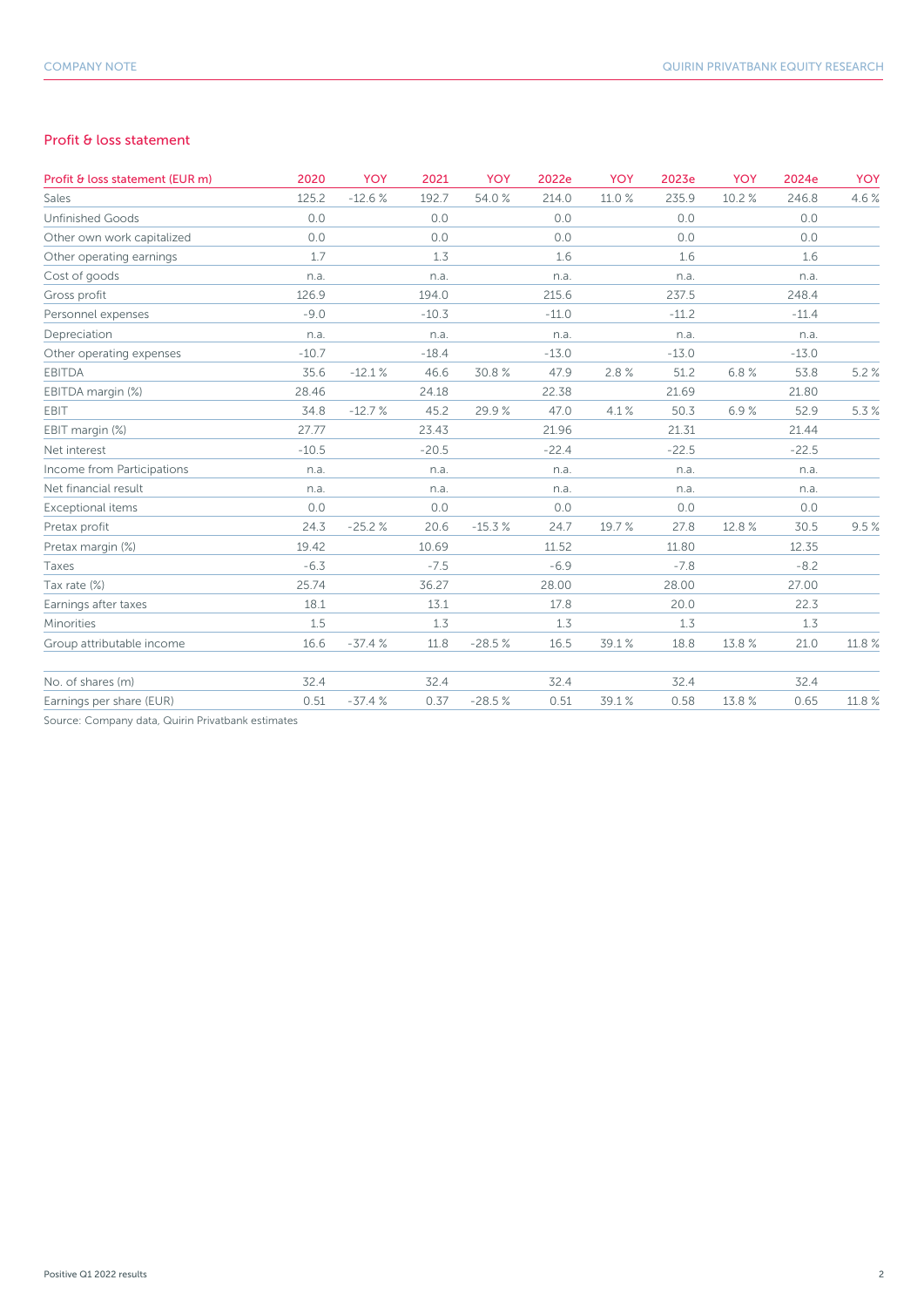## Profit & loss statement

| Profit & loss statement (EUR m) | 2020 | YOY | 2021 | YOY | 2022e | YOY | 2023e | YOY | 2024e | YOY |
|---|---|---|---|---|---|---|---|---|---|---|
| Sales | 125.2 | -12.6 % | 192.7 | 54.0 % | 214.0 | 11.0 % | 235.9 | 10.2 % | 246.8 | 4.6 % |
| Unfinished Goods | 0.0 | | 0.0 | | 0.0 | | 0.0 | | 0.0 | |
| Other own work capitalized | 0.0 | | 0.0 | | 0.0 | | 0.0 | | 0.0 | |
| Other operating earnings | 1.7 | | 1.3 | | 1.6 | | 1.6 | | 1.6 | |
| Cost of goods | n.a. | | n.a. | | n.a. | | n.a. | | n.a. | |
| Gross profit | 126.9 | | 194.0 | | 215.6 | | 237.5 | | 248.4 | |
| Personnel expenses | -9.0 | | -10.3 | | -11.0 | | -11.2 | | -11.4 | |
| Depreciation | n.a. | | n.a. | | n.a. | | n.a. | | n.a. | |
| Other operating expenses | -10.7 | | -18.4 | | -13.0 | | -13.0 | | -13.0 | |
| EBITDA | 35.6 | -12.1 % | 46.6 | 30.8 % | 47.9 | 2.8 % | 51.2 | 6.8 % | 53.8 | 5.2 % |
| EBITDA margin (%) | 28.46 | | 24.18 | | 22.38 | | 21.69 | | 21.80 | |
| EBIT | 34.8 | -12.7 % | 45.2 | 29.9 % | 47.0 | 4.1 % | 50.3 | 6.9 % | 52.9 | 5.3 % |
| EBIT margin (%) | 27.77 | | 23.43 | | 21.96 | | 21.31 | | 21.44 | |
| Net interest | -10.5 | | -20.5 | | -22.4 | | -22.5 | | -22.5 | |
| Income from Participations | n.a. | | n.a. | | n.a. | | n.a. | | n.a. | |
| Net financial result | n.a. | | n.a. | | n.a. | | n.a. | | n.a. | |
| Exceptional items | 0.0 | | 0.0 | | 0.0 | | 0.0 | | 0.0 | |
| Pretax profit | 24.3 | -25.2 % | 20.6 | -15.3 % | 24.7 | 19.7 % | 27.8 | 12.8 % | 30.5 | 9.5 % |
| Pretax margin (%) | 19.42 | | 10.69 | | 11.52 | | 11.80 | | 12.35 | |
| Taxes | -6.3 | | -7.5 | | -6.9 | | -7.8 | | -8.2 | |
| Tax rate (%) | 25.74 | | 36.27 | | 28.00 | | 28.00 | | 27.00 | |
| Earnings after taxes | 18.1 | | 13.1 | | 17.8 | | 20.0 | | 22.3 | |
| Minorities | 1.5 | | 1.3 | | 1.3 | | 1.3 | | 1.3 | |
| Group attributable income | 16.6 | -37.4 % | 11.8 | -28.5 % | 16.5 | 39.1 % | 18.8 | 13.8 % | 21.0 | 11.8 % |
| | | | | | | | | | | |
| No. of shares (m) | 32.4 | | 32.4 | | 32.4 | | 32.4 | | 32.4 | |
| Earnings per share (EUR) | 0.51 | -37.4 % | 0.37 | -28.5 % | 0.51 | 39.1 % | 0.58 | 13.8 % | 0.65 | 11.8 % |

Source: Company data, Quirin Privatbank estimates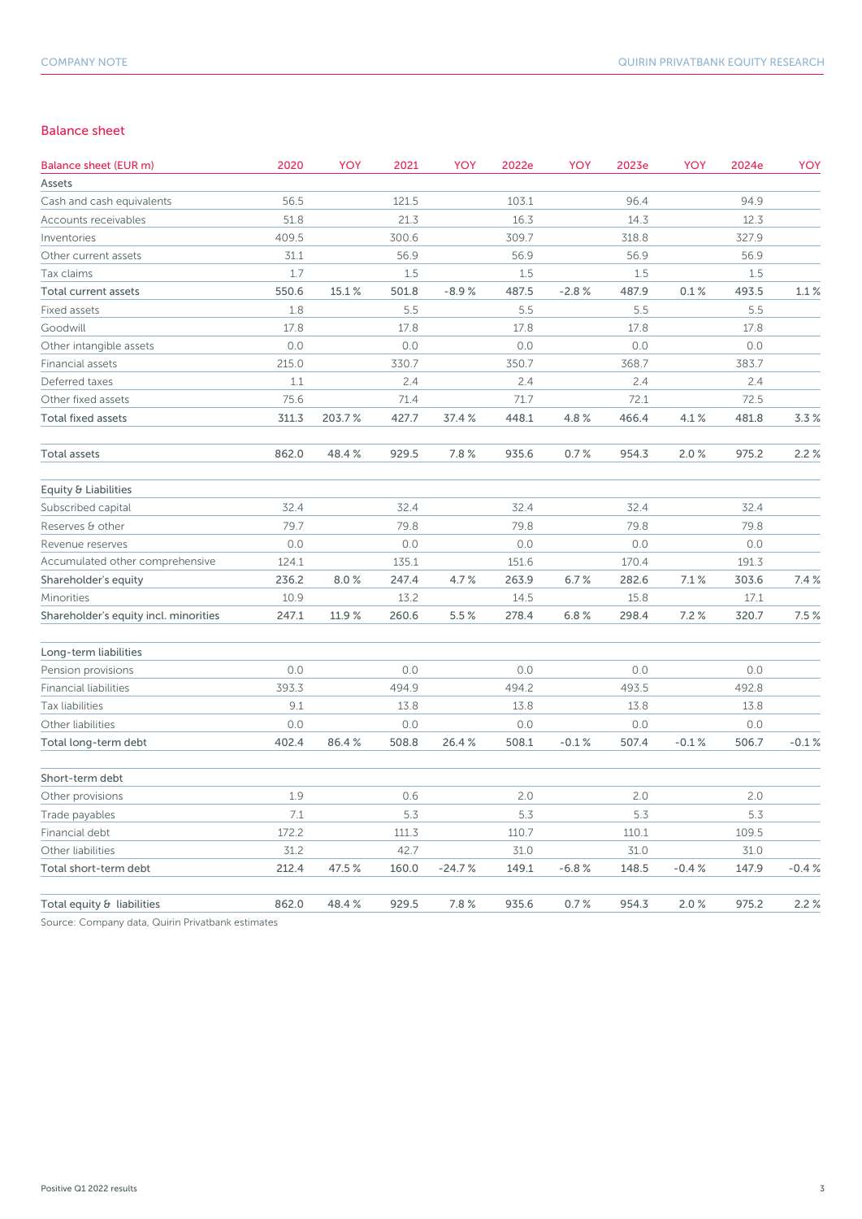## Balance sheet

| Balance sheet (EUR m) | 2020 | YOY | 2021 | YOY | 2022e | YOY | 2023e | YOY | 2024e | YOY |
|---|---|---|---|---|---|---|---|---|---|---|
| Assets | | | | | | | | | | |
| Cash and cash equivalents | 56.5 | | 121.5 | | 103.1 | | 96.4 | | 94.9 | |
| Accounts receivables | 51.8 | | 21.3 | | 16.3 | | 14.3 | | 12.3 | |
| Inventories | 409.5 | | 300.6 | | 309.7 | | 318.8 | | 327.9 | |
| Other current assets | 31.1 | | 56.9 | | 56.9 | | 56.9 | | 56.9 | |
| Tax claims | 1.7 | | 1.5 | | 1.5 | | 1.5 | | 1.5 | |
| Total current assets | 550.6 | 15.1 % | 501.8 | -8.9 % | 487.5 | -2.8 % | 487.9 | 0.1 % | 493.5 | 1.1 % |
| Fixed assets | 1.8 | | 5.5 | | 5.5 | | 5.5 | | 5.5 | |
| Goodwill | 17.8 | | 17.8 | | 17.8 | | 17.8 | | 17.8 | |
| Other intangible assets | 0.0 | | 0.0 | | 0.0 | | 0.0 | | 0.0 | |
| Financial assets | 215.0 | | 330.7 | | 350.7 | | 368.7 | | 383.7 | |
| Deferred taxes | 1.1 | | 2.4 | | 2.4 | | 2.4 | | 2.4 | |
| Other fixed assets | 75.6 | | 71.4 | | 71.7 | | 72.1 | | 72.5 | |
| Total fixed assets | 311.3 | 203.7 % | 427.7 | 37.4 % | 448.1 | 4.8 % | 466.4 | 4.1 % | 481.8 | 3.3 % |
| | | | | | | | | | | |
| Total assets | 862.0 | 48.4 % | 929.5 | 7.8 % | 935.6 | 0.7 % | 954.3 | 2.0 % | 975.2 | 2.2 % |
| | | | | | | | | | | |
| Equity & Liabilities | | | | | | | | | | |
| Subscribed capital | 32.4 | | 32.4 | | 32.4 | | 32.4 | | 32.4 | |
| Reserves & other | 79.7 | | 79.8 | | 79.8 | | 79.8 | | 79.8 | |
| Revenue reserves | 0.0 | | 0.0 | | 0.0 | | 0.0 | | 0.0 | |
| Accumulated other comprehensive | 124.1 | | 135.1 | | 151.6 | | 170.4 | | 191.3 | |
| Shareholder's equity | 236.2 | 8.0 % | 247.4 | 4.7 % | 263.9 | 6.7 % | 282.6 | 7.1 % | 303.6 | 7.4 % |
| Minorities | 10.9 | | 13.2 | | 14.5 | | 15.8 | | 17.1 | |
| Shareholder's equity incl. minorities | 247.1 | 11.9 % | 260.6 | 5.5 % | 278.4 | 6.8 % | 298.4 | 7.2 % | 320.7 | 7.5 % |
| | | | | | | | | | | |
| Long-term liabilities | | | | | | | | | | |
| Pension provisions | 0.0 | | 0.0 | | 0.0 | | 0.0 | | 0.0 | |
| Financial liabilities | 393.3 | | 494.9 | | 494.2 | | 493.5 | | 492.8 | |
| Tax liabilities | 9.1 | | 13.8 | | 13.8 | | 13.8 | | 13.8 | |
| Other liabilities | 0.0 | | 0.0 | | 0.0 | | 0.0 | | 0.0 | |
| Total long-term debt | 402.4 | 86.4 % | 508.8 | 26.4 % | 508.1 | -0.1 % | 507.4 | -0.1 % | 506.7 | -0.1 % |
| | | | | | | | | | | |
| Short-term debt | | | | | | | | | | |
| Other provisions | 1.9 | | 0.6 | | 2.0 | | 2.0 | | 2.0 | |
| Trade payables | 7.1 | | 5.3 | | 5.3 | | 5.3 | | 5.3 | |
| Financial debt | 172.2 | | 111.3 | | 110.7 | | 110.1 | | 109.5 | |
| Other liabilities | 31.2 | | 42.7 | | 31.0 | | 31.0 | | 31.0 | |
| Total short-term debt | 212.4 | 47.5 % | 160.0 | -24.7 % | 149.1 | -6.8 % | 148.5 | -0.4 % | 147.9 | -0.4 % |
| | | | | | | | | | | |
| Total equity & liabilities | 862.0 | 48.4 % | 929.5 | 7.8 % | 935.6 | 0.7 % | 954.3 | 2.0 % | 975.2 | 2.2 % |

Source: Company data, Quirin Privatbank estimates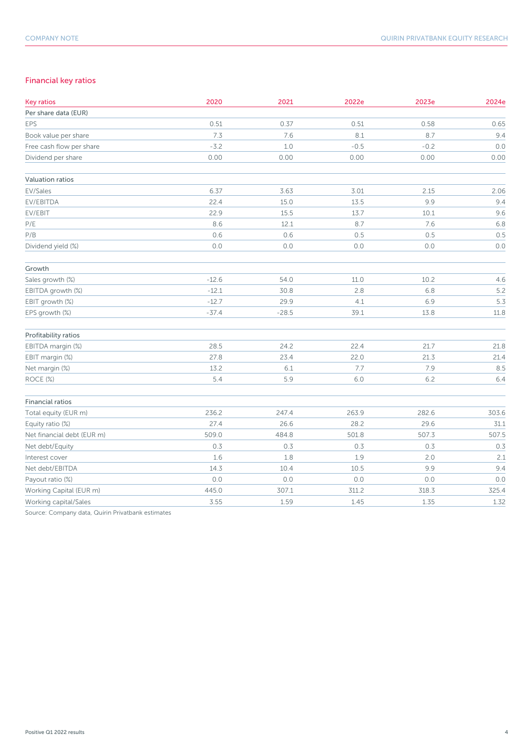## Financial key ratios

| Key ratios | 2020 | 2021 | 2022e | 2023e | 2024e |
|---|---|---|---|---|---|
| **Per share data (EUR)** | | | | | |
| EPS | 0.51 | 0.37 | 0.51 | 0.58 | 0.65 |
| Book value per share | 7.3 | 7.6 | 8.1 | 8.7 | 9.4 |
| Free cash flow per share | -3.2 | 1.0 | -0.5 | -0.2 | 0.0 |
| Dividend per share | 0.00 | 0.00 | 0.00 | 0.00 | 0.00 |
| **Valuation ratios** | | | | | |
| EV/Sales | 6.37 | 3.63 | 3.01 | 2.15 | 2.06 |
| EV/EBITDA | 22.4 | 15.0 | 13.5 | 9.9 | 9.4 |
| EV/EBIT | 22.9 | 15.5 | 13.7 | 10.1 | 9.6 |
| P/E | 8.6 | 12.1 | 8.7 | 7.6 | 6.8 |
| P/B | 0.6 | 0.6 | 0.5 | 0.5 | 0.5 |
| Dividend yield (%) | 0.0 | 0.0 | 0.0 | 0.0 | 0.0 |
| **Growth** | | | | | |
| Sales growth (%) | -12.6 | 54.0 | 11.0 | 10.2 | 4.6 |
| EBITDA growth (%) | -12.1 | 30.8 | 2.8 | 6.8 | 5.2 |
| EBIT growth (%) | -12.7 | 29.9 | 4.1 | 6.9 | 5.3 |
| EPS growth (%) | -37.4 | -28.5 | 39.1 | 13.8 | 11.8 |
| **Profitability ratios** | | | | | |
| EBITDA margin (%) | 28.5 | 24.2 | 22.4 | 21.7 | 21.8 |
| EBIT margin (%) | 27.8 | 23.4 | 22.0 | 21.3 | 21.4 |
| Net margin (%) | 13.2 | 6.1 | 7.7 | 7.9 | 8.5 |
| ROCE (%) | 5.4 | 5.9 | 6.0 | 6.2 | 6.4 |
| **Financial ratios** | | | | | |
| Total equity (EUR m) | 236.2 | 247.4 | 263.9 | 282.6 | 303.6 |
| Equity ratio (%) | 27.4 | 26.6 | 28.2 | 29.6 | 31.1 |
| Net financial debt (EUR m) | 509.0 | 484.8 | 501.8 | 507.3 | 507.5 |
| Net debt/Equity | 0.3 | 0.3 | 0.3 | 0.3 | 0.3 |
| Interest cover | 1.6 | 1.8 | 1.9 | 2.0 | 2.1 |
| Net debt/EBITDA | 14.3 | 10.4 | 10.5 | 9.9 | 9.4 |
| Payout ratio (%) | 0.0 | 0.0 | 0.0 | 0.0 | 0.0 |
| Working Capital (EUR m) | 445.0 | 307.1 | 311.2 | 318.3 | 325.4 |
| Working capital/Sales | 3.55 | 1.59 | 1.45 | 1.35 | 1.32 |

Source: Company data, Quirin Privatbank estimates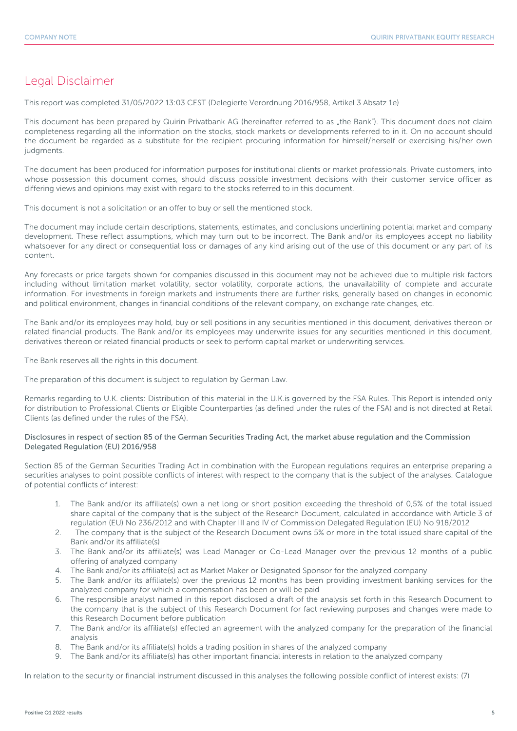# Legal Disclaimer

This report was completed 31/05/2022 13:03 CEST (Delegierte Verordnung 2016/958, Artikel 3 Absatz 1e)

This document has been prepared by Quirin Privatbank AG (hereinafter referred to as „the Bank"). This document does not claim completeness regarding all the information on the stocks, stock markets or developments referred to in it. On no account should the document be regarded as a substitute for the recipient procuring information for himself/herself or exercising his/her own judgments.

The document has been produced for information purposes for institutional clients or market professionals. Private customers, into whose possession this document comes, should discuss possible investment decisions with their customer service officer as differing views and opinions may exist with regard to the stocks referred to in this document.

This document is not a solicitation or an offer to buy or sell the mentioned stock.

The document may include certain descriptions, statements, estimates, and conclusions underlining potential market and company development. These reflect assumptions, which may turn out to be incorrect. The Bank and/or its employees accept no liability whatsoever for any direct or consequential loss or damages of any kind arising out of the use of this document or any part of its content.

Any forecasts or price targets shown for companies discussed in this document may not be achieved due to multiple risk factors including without limitation market volatility, sector volatility, corporate actions, the unavailability of complete and accurate information. For investments in foreign markets and instruments there are further risks, generally based on changes in economic and political environment, changes in financial conditions of the relevant company, on exchange rate changes, etc.

The Bank and/or its employees may hold, buy or sell positions in any securities mentioned in this document, derivatives thereon or related financial products. The Bank and/or its employees may underwrite issues for any securities mentioned in this document, derivatives thereon or related financial products or seek to perform capital market or underwriting services.

The Bank reserves all the rights in this document.

The preparation of this document is subject to regulation by German Law.

Remarks regarding to U.K. clients: Distribution of this material in the U.K.is governed by the FSA Rules. This Report is intended only for distribution to Professional Clients or Eligible Counterparties (as defined under the rules of the FSA) and is not directed at Retail Clients (as defined under the rules of the FSA).

Disclosures in respect of section 85 of the German Securities Trading Act, the market abuse regulation and the Commission Delegated Regulation (EU) 2016/958

Section 85 of the German Securities Trading Act in combination with the European regulations requires an enterprise preparing a securities analyses to point possible conflicts of interest with respect to the company that is the subject of the analyses. Catalogue of potential conflicts of interest:

1. The Bank and/or its affiliate(s) own a net long or short position exceeding the threshold of 0,5% of the total issued share capital of the company that is the subject of the Research Document, calculated in accordance with Article 3 of regulation (EU) No 236/2012 and with Chapter III and IV of Commission Delegated Regulation (EU) No 918/2012
2. The company that is the subject of the Research Document owns 5% or more in the total issued share capital of the Bank and/or its affiliate(s)
3. The Bank and/or its affiliate(s) was Lead Manager or Co-Lead Manager over the previous 12 months of a public offering of analyzed company
4. The Bank and/or its affiliate(s) act as Market Maker or Designated Sponsor for the analyzed company
5. The Bank and/or its affiliate(s) over the previous 12 months has been providing investment banking services for the analyzed company for which a compensation has been or will be paid
6. The responsible analyst named in this report disclosed a draft of the analysis set forth in this Research Document to the company that is the subject of this Research Document for fact reviewing purposes and changes were made to this Research Document before publication
7. The Bank and/or its affiliate(s) effected an agreement with the analyzed company for the preparation of the financial analysis
8. The Bank and/or its affiliate(s) holds a trading position in shares of the analyzed company
9. The Bank and/or its affiliate(s) has other important financial interests in relation to the analyzed company

In relation to the security or financial instrument discussed in this analyses the following possible conflict of interest exists: (7)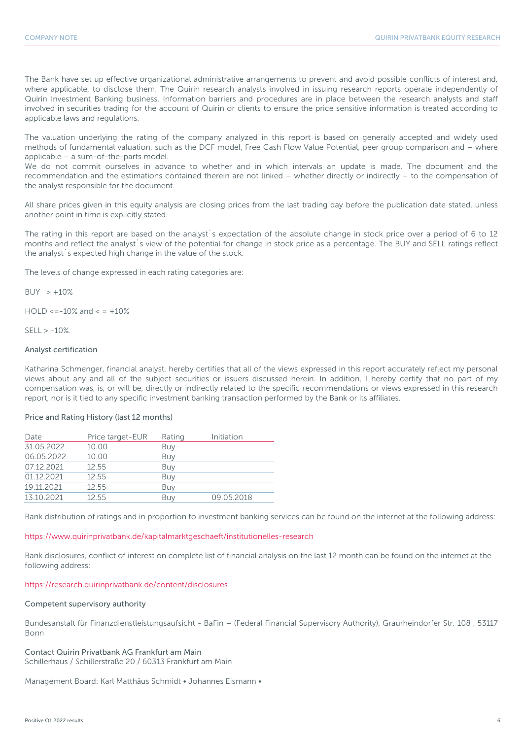The Bank have set up effective organizational administrative arrangements to prevent and avoid possible conflicts of interest and, where applicable, to disclose them. The Quirin research analysts involved in issuing research reports operate independently of Quirin Investment Banking business. Information barriers and procedures are in place between the research analysts and staff involved in securities trading for the account of Quirin or clients to ensure the price sensitive information is treated according to applicable laws and regulations.

The valuation underlying the rating of the company analyzed in this report is based on generally accepted and widely used methods of fundamental valuation, such as the DCF model, Free Cash Flow Value Potential, peer group comparison and – where applicable – a sum-of-the-parts model.
We do not commit ourselves in advance to whether and in which intervals an update is made. The document and the recommendation and the estimations contained therein are not linked – whether directly or indirectly – to the compensation of the analyst responsible for the document.

All share prices given in this equity analysis are closing prices from the last trading day before the publication date stated, unless another point in time is explicitly stated.

The rating in this report are based on the analyst´s expectation of the absolute change in stock price over a period of 6 to 12 months and reflect the analyst´s view of the potential for change in stock price as a percentage. The BUY and SELL ratings reflect the analyst´s expected high change in the value of the stock.

The levels of change expressed in each rating categories are:

BUY > +10%

HOLD <=-10% and < = +10%

SELL > -10%.

### Analyst certification

Katharina Schmenger, financial analyst, hereby certifies that all of the views expressed in this report accurately reflect my personal views about any and all of the subject securities or issuers discussed herein. In addition, I hereby certify that no part of my compensation was, is, or will be, directly or indirectly related to the specific recommendations or views expressed in this research report, nor is it tied to any specific investment banking transaction performed by the Bank or its affiliates.

### Price and Rating History (last 12 months)

| Date | Price target-EUR | Rating | Initiation |
|---|---|---|---|
| 31.05.2022 | 10.00 | Buy | |
| 06.05.2022 | 10.00 | Buy | |
| 07.12.2021 | 12.55 | Buy | |
| 01.12.2021 | 12.55 | Buy | |
| 19.11.2021 | 12.55 | Buy | |
| 13.10.2021 | 12.55 | Buy | 09.05.2018 |

Bank distribution of ratings and in proportion to investment banking services can be found on the internet at the following address:

https://www.quirinprivatbank.de/kapitalmarktgeschaeft/institutionelles-research

Bank disclosures, conflict of interest on complete list of financial analysis on the last 12 month can be found on the internet at the following address:

https://research.quirinprivatbank.de/content/disclosures

### Competent supervisory authority

Bundesanstalt für Finanzdienstleistungsaufsicht - BaFin – (Federal Financial Supervisory Authority), Graurheindorfer Str. 108 , 53117 Bonn

### Contact Quirin Privatbank AG Frankfurt am Main

Schillerhaus / Schillerstraße 20 / 60313 Frankfurt am Main

Management Board: Karl Matthäus Schmidt • Johannes Eismann •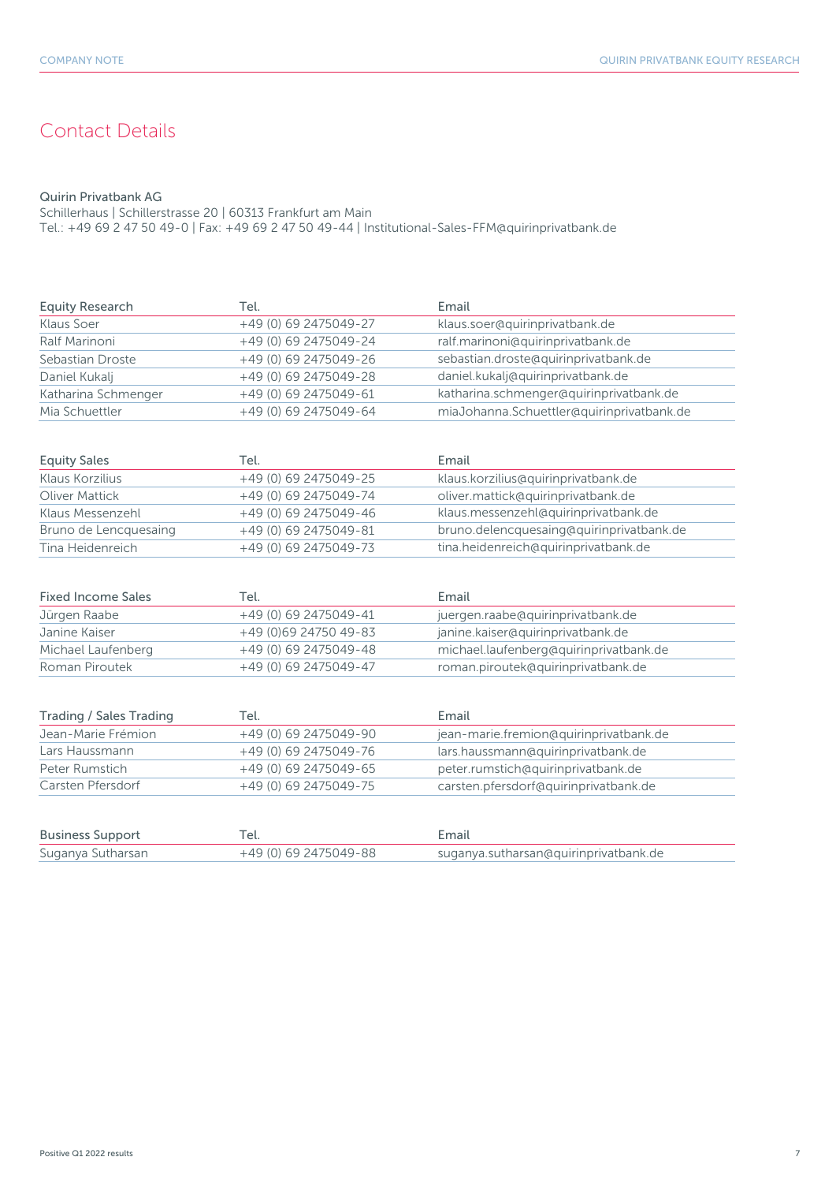# Contact Details

Quirin Privatbank AG
Schillerhaus | Schillerstrasse 20 | 60313 Frankfurt am Main
Tel.: +49 69 2 47 50 49-0 | Fax: +49 69 2 47 50 49-44 | Institutional-Sales-FFM@quirinprivatbank.de

| Equity Research | Tel. | Email |
|---|---|---|
| Klaus Soer | +49 (0) 69 2475049-27 | klaus.soer@quirinprivatbank.de |
| Ralf Marinoni | +49 (0) 69 2475049-24 | ralf.marinoni@quirinprivatbank.de |
| Sebastian Droste | +49 (0) 69 2475049-26 | sebastian.droste@quirinprivatbank.de |
| Daniel Kukalj | +49 (0) 69 2475049-28 | daniel.kukalj@quirinprivatbank.de |
| Katharina Schmenger | +49 (0) 69 2475049-61 | katharina.schmenger@quirinprivatbank.de |
| Mia Schuettler | +49 (0) 69 2475049-64 | miaJohanna.Schuettler@quirinprivatbank.de |

| Equity Sales | Tel. | Email |
|---|---|---|
| Klaus Korzilius | +49 (0) 69 2475049-25 | klaus.korzilius@quirinprivatbank.de |
| Oliver Mattick | +49 (0) 69 2475049-74 | oliver.mattick@quirinprivatbank.de |
| Klaus Messenzehl | +49 (0) 69 2475049-46 | klaus.messenzehl@quirinprivatbank.de |
| Bruno de Lencquesaing | +49 (0) 69 2475049-81 | bruno.delencquesaing@quirinprivatbank.de |
| Tina Heidenreich | +49 (0) 69 2475049-73 | tina.heidenreich@quirinprivatbank.de |

| Fixed Income Sales | Tel. | Email |
|---|---|---|
| Jürgen Raabe | +49 (0) 69 2475049-41 | juergen.raabe@quirinprivatbank.de |
| Janine Kaiser | +49 (0)69 24750 49-83 | janine.kaiser@quirinprivatbank.de |
| Michael Laufenberg | +49 (0) 69 2475049-48 | michael.laufenberg@quirinprivatbank.de |
| Roman Piroutek | +49 (0) 69 2475049-47 | roman.piroutek@quirinprivatbank.de |

| Trading / Sales Trading | Tel. | Email |
|---|---|---|
| Jean-Marie Frémion | +49 (0) 69 2475049-90 | jean-marie.fremion@quirinprivatbank.de |
| Lars Haussmann | +49 (0) 69 2475049-76 | lars.haussmann@quirinprivatbank.de |
| Peter Rumstich | +49 (0) 69 2475049-65 | peter.rumstich@quirinprivatbank.de |
| Carsten Pfersdorf | +49 (0) 69 2475049-75 | carsten.pfersdorf@quirinprivatbank.de |

| Business Support | Tel. | Email |
|---|---|---|
| Suganya Sutharsan | +49 (0) 69 2475049-88 | suganya.sutharsan@quirinprivatbank.de |